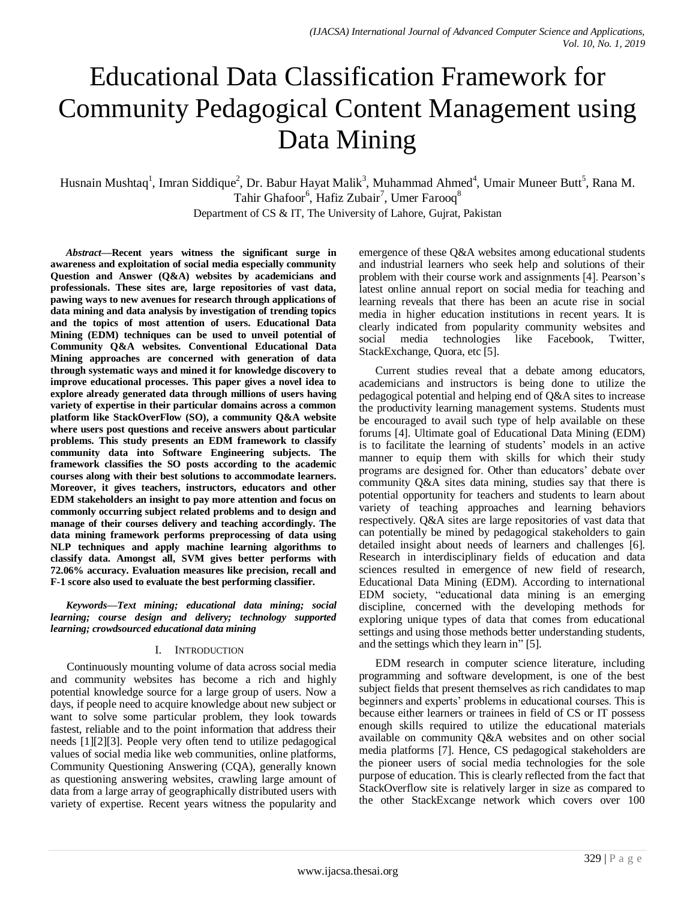# Educational Data Classification Framework for Community Pedagogical Content Management using Data Mining

Husnain Mushtaq[1], Imran Siddique[2], Dr. Babur Hayat Malik[3], Muhammad Ahmed[4], Umair Muneer Butt[5], Rana M. Tahir Ghafoor[6], Hafiz Zubair[7], Umer Farooq[8]

Department of CS & IT, The University of Lahore, Gujrat, Pakistan

***Abstract*—Recent years witness the significant surge in awareness and exploitation of social media especially community Question and Answer (Q&A) websites by academicians and professionals. These sites are, large repositories of vast data, pawing ways to new avenues for research through applications of data mining and data analysis by investigation of trending topics and the topics of most attention of users. Educational Data Mining (EDM) techniques can be used to unveil potential of Community Q&A websites. Conventional Educational Data Mining approaches are concerned with generation of data through systematic ways and mined it for knowledge discovery to improve educational processes. This paper gives a novel idea to explore already generated data through millions of users having variety of expertise in their particular domains across a common platform like StackOverFlow (SO), a community Q&A website where users post questions and receive answers about particular problems. This study presents an EDM framework to classify community data into Software Engineering subjects. The framework classifies the SO posts according to the academic courses along with their best solutions to accommodate learners. Moreover, it gives teachers, instructors, educators and other EDM stakeholders an insight to pay more attention and focus on commonly occurring subject related problems and to design and manage of their courses delivery and teaching accordingly. The data mining framework performs preprocessing of data using NLP techniques and apply machine learning algorithms to classify data. Amongst all, SVM gives better performs with 72.06% accuracy. Evaluation measures like precision, recall and F-1 score also used to evaluate the best performing classifier.**

***Keywords*—Text mining; educational data mining; social learning; course design and delivery; technology supported learning; crowdsourced educational data mining**

## I. Introduction

Continuously mounting volume of data across social media and community websites has become a rich and highly potential knowledge source for a large group of users. Now a days, if people need to acquire knowledge about new subject or want to solve some particular problem, they look towards fastest, reliable and to the point information that address their needs [1][2][3]. People very often tend to utilize pedagogical values of social media like web communities, online platforms, Community Questioning Answering (CQA), generally known as questioning answering websites, crawling large amount of data from a large array of geographically distributed users with variety of expertise. Recent years witness the popularity and emergence of these Q&A websites among educational students and industrial learners who seek help and solutions of their problem with their course work and assignments [4]. Pearson's latest online annual report on social media for teaching and learning reveals that there has been an acute rise in social media in higher education institutions in recent years. It is clearly indicated from popularity community websites and social media technologies like Facebook, Twitter, StackExchange, Quora, etc [5].

Current studies reveal that a debate among educators, academicians and instructors is being done to utilize the pedagogical potential and helping end of Q&A sites to increase the productivity learning management systems. Students must be encouraged to avail such type of help available on these forums [4]. Ultimate goal of Educational Data Mining (EDM) is to facilitate the learning of students' models in an active manner to equip them with skills for which their study programs are designed for. Other than educators' debate over community Q&A sites data mining, studies say that there is potential opportunity for teachers and students to learn about variety of teaching approaches and learning behaviors respectively. Q&A sites are large repositories of vast data that can potentially be mined by pedagogical stakeholders to gain detailed insight about needs of learners and challenges [6]. Research in interdisciplinary fields of education and data sciences resulted in emergence of new field of research, Educational Data Mining (EDM). According to international EDM society, "educational data mining is an emerging discipline, concerned with the developing methods for exploring unique types of data that comes from educational settings and using those methods better understanding students, and the settings which they learn in" [5].

EDM research in computer science literature, including programming and software development, is one of the best subject fields that present themselves as rich candidates to map beginners and experts' problems in educational courses. This is because either learners or trainees in field of CS or IT possess enough skills required to utilize the educational materials available on community Q&A websites and on other social media platforms [7]. Hence, CS pedagogical stakeholders are the pioneer users of social media technologies for the sole purpose of education. This is clearly reflected from the fact that StackOverflow site is relatively larger in size as compared to the other StackExcange network which covers over 100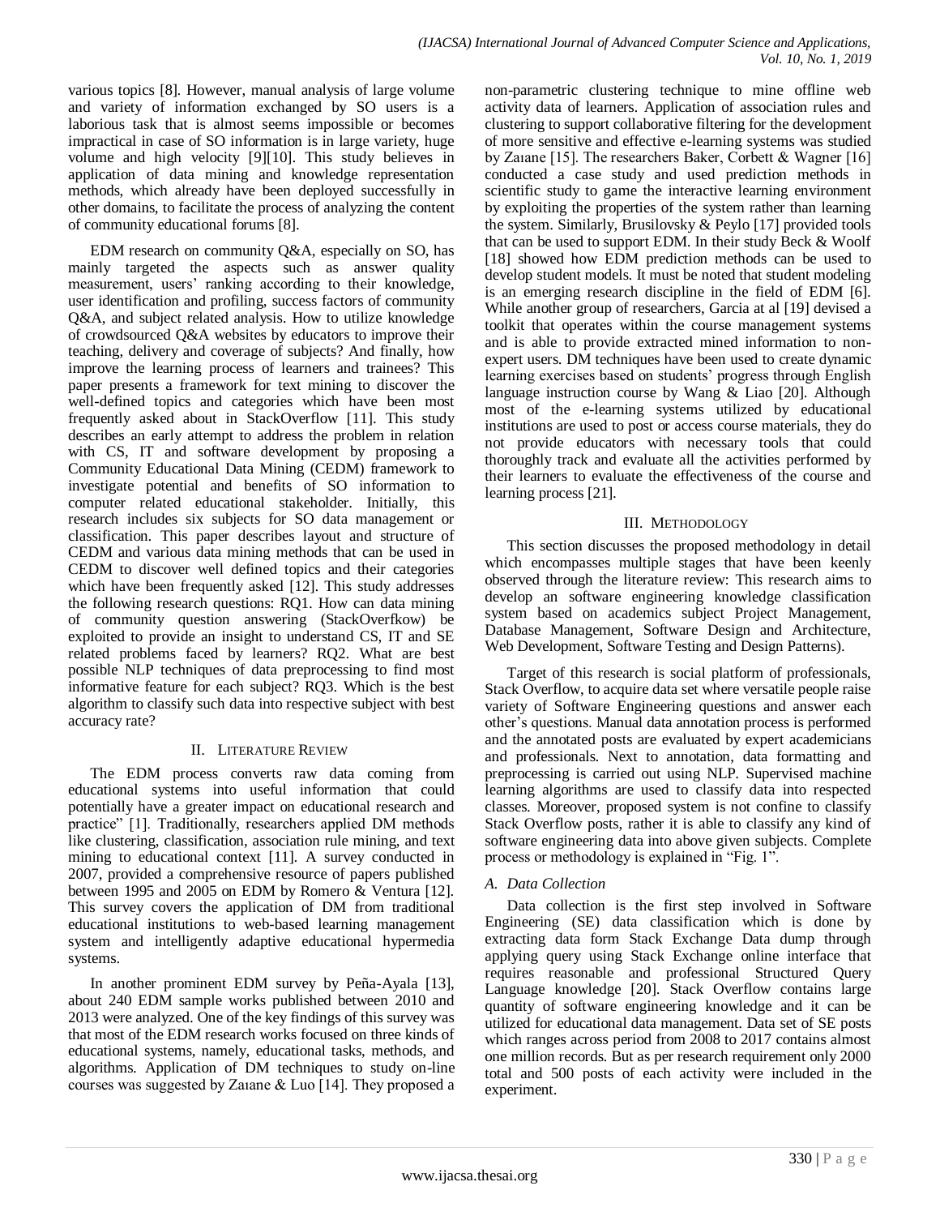various topics [8]. However, manual analysis of large volume and variety of information exchanged by SO users is a laborious task that is almost seems impossible or becomes impractical in case of SO information is in large variety, huge volume and high velocity [9][10]. This study believes in application of data mining and knowledge representation methods, which already have been deployed successfully in other domains, to facilitate the process of analyzing the content of community educational forums [8].

EDM research on community Q&A, especially on SO, has mainly targeted the aspects such as answer quality measurement, users' ranking according to their knowledge, user identification and profiling, success factors of community Q&A, and subject related analysis. How to utilize knowledge of crowdsourced Q&A websites by educators to improve their teaching, delivery and coverage of subjects? And finally, how improve the learning process of learners and trainees? This paper presents a framework for text mining to discover the well-defined topics and categories which have been most frequently asked about in StackOverflow [11]. This study describes an early attempt to address the problem in relation with CS, IT and software development by proposing a Community Educational Data Mining (CEDM) framework to investigate potential and benefits of SO information to computer related educational stakeholder. Initially, this research includes six subjects for SO data management or classification. This paper describes layout and structure of CEDM and various data mining methods that can be used in CEDM to discover well defined topics and their categories which have been frequently asked [12]. This study addresses the following research questions: RQ1. How can data mining of community question answering (StackOverfkow) be exploited to provide an insight to understand CS, IT and SE related problems faced by learners? RQ2. What are best possible NLP techniques of data preprocessing to find most informative feature for each subject? RQ3. Which is the best algorithm to classify such data into respective subject with best accuracy rate?

## II. Literature Review

The EDM process converts raw data coming from educational systems into useful information that could potentially have a greater impact on educational research and practice" [1]. Traditionally, researchers applied DM methods like clustering, classification, association rule mining, and text mining to educational context [11]. A survey conducted in 2007, provided a comprehensive resource of papers published between 1995 and 2005 on EDM by Romero & Ventura [12]. This survey covers the application of DM from traditional educational institutions to web-based learning management system and intelligently adaptive educational hypermedia systems.

In another prominent EDM survey by Peña-Ayala [13], about 240 EDM sample works published between 2010 and 2013 were analyzed. One of the key findings of this survey was that most of the EDM research works focused on three kinds of educational systems, namely, educational tasks, methods, and algorithms. Application of DM techniques to study on-line courses was suggested by Zaıane & Luo [14]. They proposed a non-parametric clustering technique to mine offline web activity data of learners. Application of association rules and clustering to support collaborative filtering for the development of more sensitive and effective e-learning systems was studied by Zaıane [15]. The researchers Baker, Corbett & Wagner [16] conducted a case study and used prediction methods in scientific study to game the interactive learning environment by exploiting the properties of the system rather than learning the system. Similarly, Brusilovsky & Peylo [17] provided tools that can be used to support EDM. In their study Beck & Woolf [18] showed how EDM prediction methods can be used to develop student models. It must be noted that student modeling is an emerging research discipline in the field of EDM [6]. While another group of researchers, Garcia at al [19] devised a toolkit that operates within the course management systems and is able to provide extracted mined information to non-expert users. DM techniques have been used to create dynamic learning exercises based on students' progress through English language instruction course by Wang & Liao [20]. Although most of the e-learning systems utilized by educational institutions are used to post or access course materials, they do not provide educators with necessary tools that could thoroughly track and evaluate all the activities performed by their learners to evaluate the effectiveness of the course and learning process [21].

## III. Methodology

This section discusses the proposed methodology in detail which encompasses multiple stages that have been keenly observed through the literature review: This research aims to develop an software engineering knowledge classification system based on academics subject Project Management, Database Management, Software Design and Architecture, Web Development, Software Testing and Design Patterns).

Target of this research is social platform of professionals, Stack Overflow, to acquire data set where versatile people raise variety of Software Engineering questions and answer each other's questions. Manual data annotation process is performed and the annotated posts are evaluated by expert academicians and professionals. Next to annotation, data formatting and preprocessing is carried out using NLP. Supervised machine learning algorithms are used to classify data into respected classes. Moreover, proposed system is not confine to classify Stack Overflow posts, rather it is able to classify any kind of software engineering data into above given subjects. Complete process or methodology is explained in "Fig. 1".

### *A. Data Collection*

Data collection is the first step involved in Software Engineering (SE) data classification which is done by extracting data form Stack Exchange Data dump through applying query using Stack Exchange online interface that requires reasonable and professional Structured Query Language knowledge [20]. Stack Overflow contains large quantity of software engineering knowledge and it can be utilized for educational data management. Data set of SE posts which ranges across period from 2008 to 2017 contains almost one million records. But as per research requirement only 2000 total and 500 posts of each activity were included in the experiment.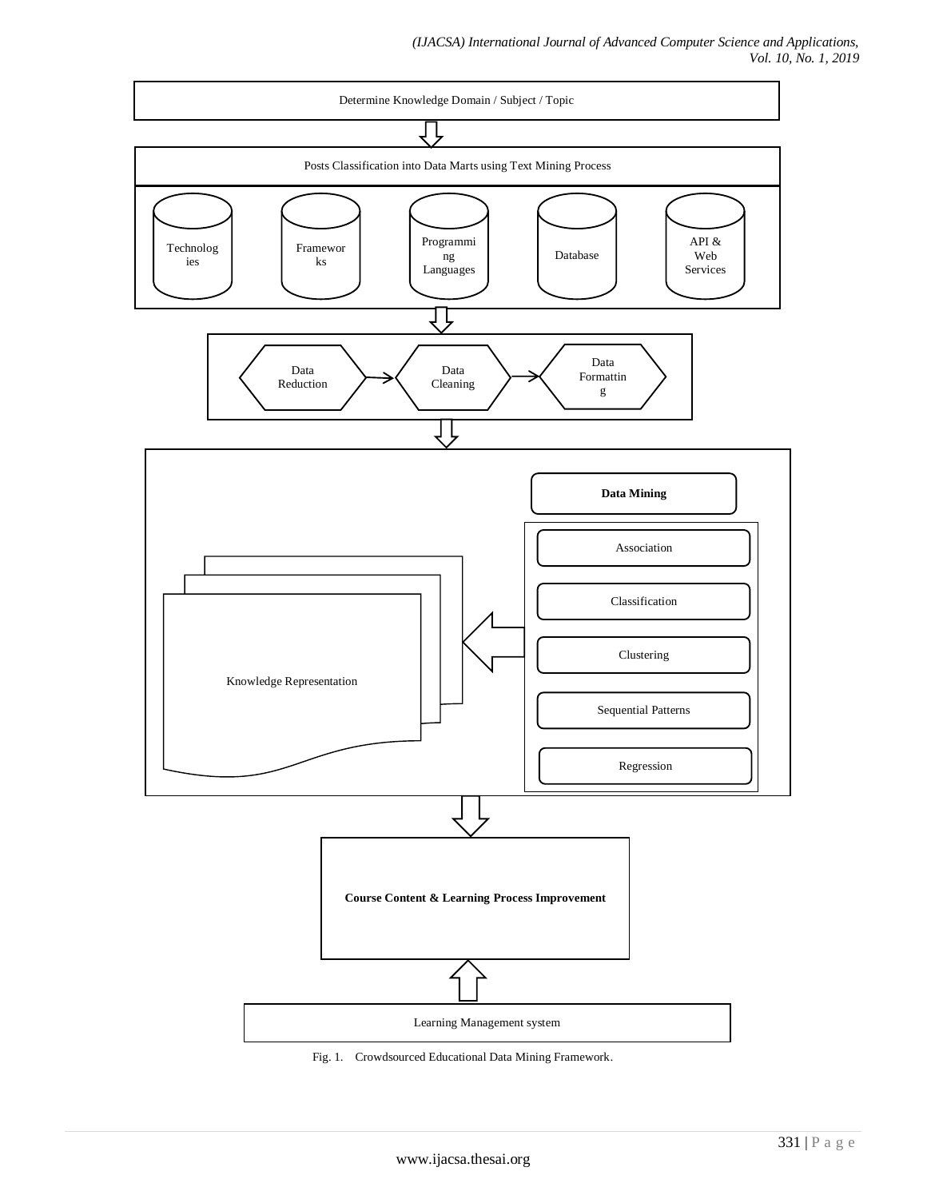Determine Knowledge Domain / Subject / Topic

Posts Classification into Data Marts using Text Mining Process

Technologies

Frameworks

Programming Languages

Database

API & Web Services

Data Reduction

Data Cleaning

Data Formatting

Data Mining

Association

Classification

Clustering

Sequential Patterns

Regression

Knowledge Representation

**Course Content & Learning Process Improvement**

Learning Management system

Fig. 1. Crowdsourced Educational Data Mining Framework.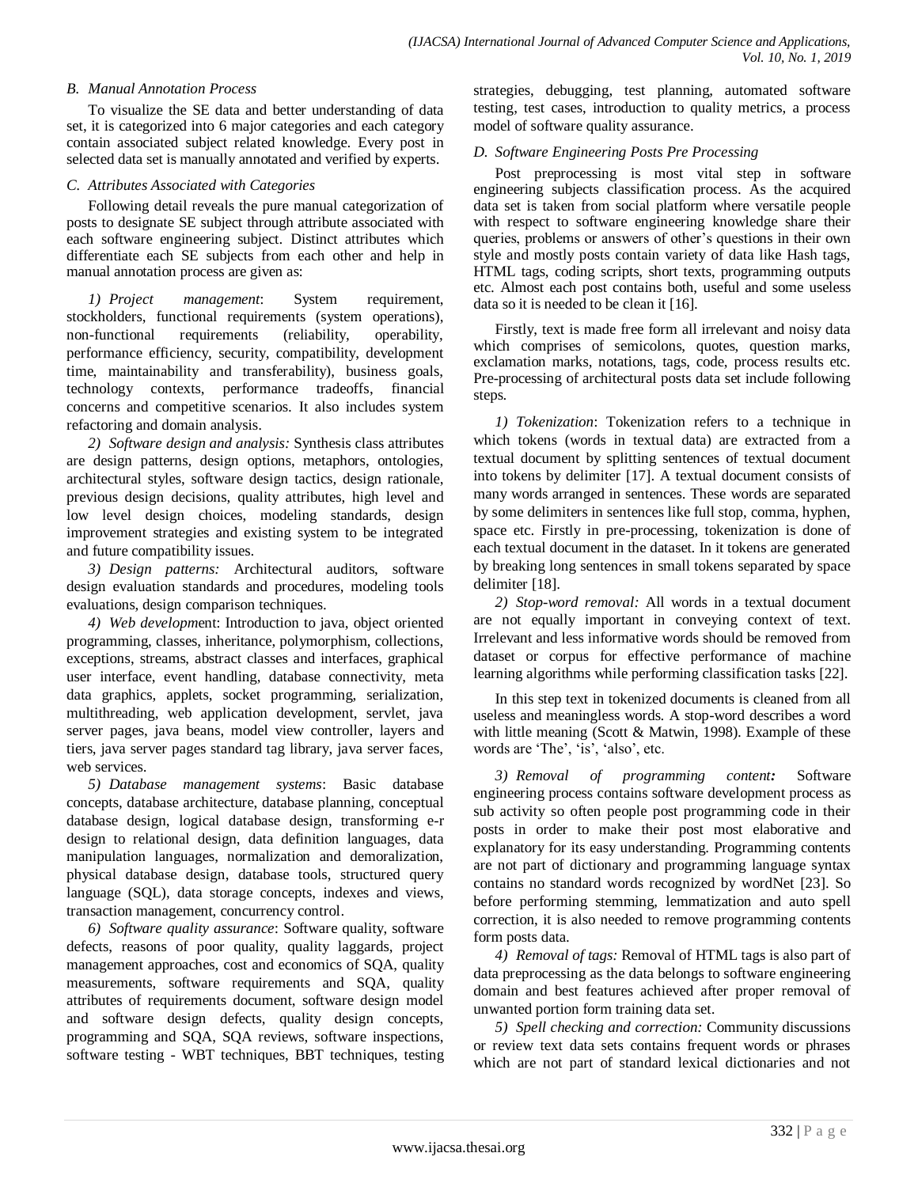### B. Manual Annotation Process

To visualize the SE data and better understanding of data set, it is categorized into 6 major categories and each category contain associated subject related knowledge. Every post in selected data set is manually annotated and verified by experts.

### C. Attributes Associated with Categories

Following detail reveals the pure manual categorization of posts to designate SE subject through attribute associated with each software engineering subject. Distinct attributes which differentiate each SE subjects from each other and help in manual annotation process are given as:

*1) Project management*: System requirement, stockholders, functional requirements (system operations), non-functional requirements (reliability, operability, performance efficiency, security, compatibility, development time, maintainability and transferability), business goals, technology contexts, performance tradeoffs, financial concerns and competitive scenarios. It also includes system refactoring and domain analysis.

*2) Software design and analysis:* Synthesis class attributes are design patterns, design options, metaphors, ontologies, architectural styles, software design tactics, design rationale, previous design decisions, quality attributes, high level and low level design choices, modeling standards, design improvement strategies and existing system to be integrated and future compatibility issues.

*3) Design patterns:* Architectural auditors, software design evaluation standards and procedures, modeling tools evaluations, design comparison techniques.

*4) Web development*: Introduction to java, object oriented programming, classes, inheritance, polymorphism, collections, exceptions, streams, abstract classes and interfaces, graphical user interface, event handling, database connectivity, meta data graphics, applets, socket programming, serialization, multithreading, web application development, servlet, java server pages, java beans, model view controller, layers and tiers, java server pages standard tag library, java server faces, web services.

*5) Database management systems*: Basic database concepts, database architecture, database planning, conceptual database design, logical database design, transforming e-r design to relational design, data definition languages, data manipulation languages, normalization and demoralization, physical database design, database tools, structured query language (SQL), data storage concepts, indexes and views, transaction management, concurrency control.

*6) Software quality assurance*: Software quality, software defects, reasons of poor quality, quality laggards, project management approaches, cost and economics of SQA, quality measurements, software requirements and SQA, quality attributes of requirements document, software design model and software design defects, quality design concepts, programming and SQA, SQA reviews, software inspections, software testing - WBT techniques, BBT techniques, testing strategies, debugging, test planning, automated software testing, test cases, introduction to quality metrics, a process model of software quality assurance.

### D. Software Engineering Posts Pre Processing

Post preprocessing is most vital step in software engineering subjects classification process. As the acquired data set is taken from social platform where versatile people with respect to software engineering knowledge share their queries, problems or answers of other's questions in their own style and mostly posts contain variety of data like Hash tags, HTML tags, coding scripts, short texts, programming outputs etc. Almost each post contains both, useful and some useless data so it is needed to be clean it [16].

Firstly, text is made free form all irrelevant and noisy data which comprises of semicolons, quotes, question marks, exclamation marks, notations, tags, code, process results etc. Pre-processing of architectural posts data set include following steps.

*1) Tokenization*: Tokenization refers to a technique in which tokens (words in textual data) are extracted from a textual document by splitting sentences of textual document into tokens by delimiter [17]. A textual document consists of many words arranged in sentences. These words are separated by some delimiters in sentences like full stop, comma, hyphen, space etc. Firstly in pre-processing, tokenization is done of each textual document in the dataset. In it tokens are generated by breaking long sentences in small tokens separated by space delimiter [18].

*2) Stop-word removal:* All words in a textual document are not equally important in conveying context of text. Irrelevant and less informative words should be removed from dataset or corpus for effective performance of machine learning algorithms while performing classification tasks [22].

In this step text in tokenized documents is cleaned from all useless and meaningless words. A stop-word describes a word with little meaning (Scott & Matwin, 1998). Example of these words are 'The', 'is', 'also', etc.

*3) Removal of programming content:* Software engineering process contains software development process as sub activity so often people post programming code in their posts in order to make their post most elaborative and explanatory for its easy understanding. Programming contents are not part of dictionary and programming language syntax contains no standard words recognized by wordNet [23]. So before performing stemming, lemmatization and auto spell correction, it is also needed to remove programming contents form posts data.

*4) Removal of tags:* Removal of HTML tags is also part of data preprocessing as the data belongs to software engineering domain and best features achieved after proper removal of unwanted portion form training data set.

*5) Spell checking and correction:* Community discussions or review text data sets contains frequent words or phrases which are not part of standard lexical dictionaries and not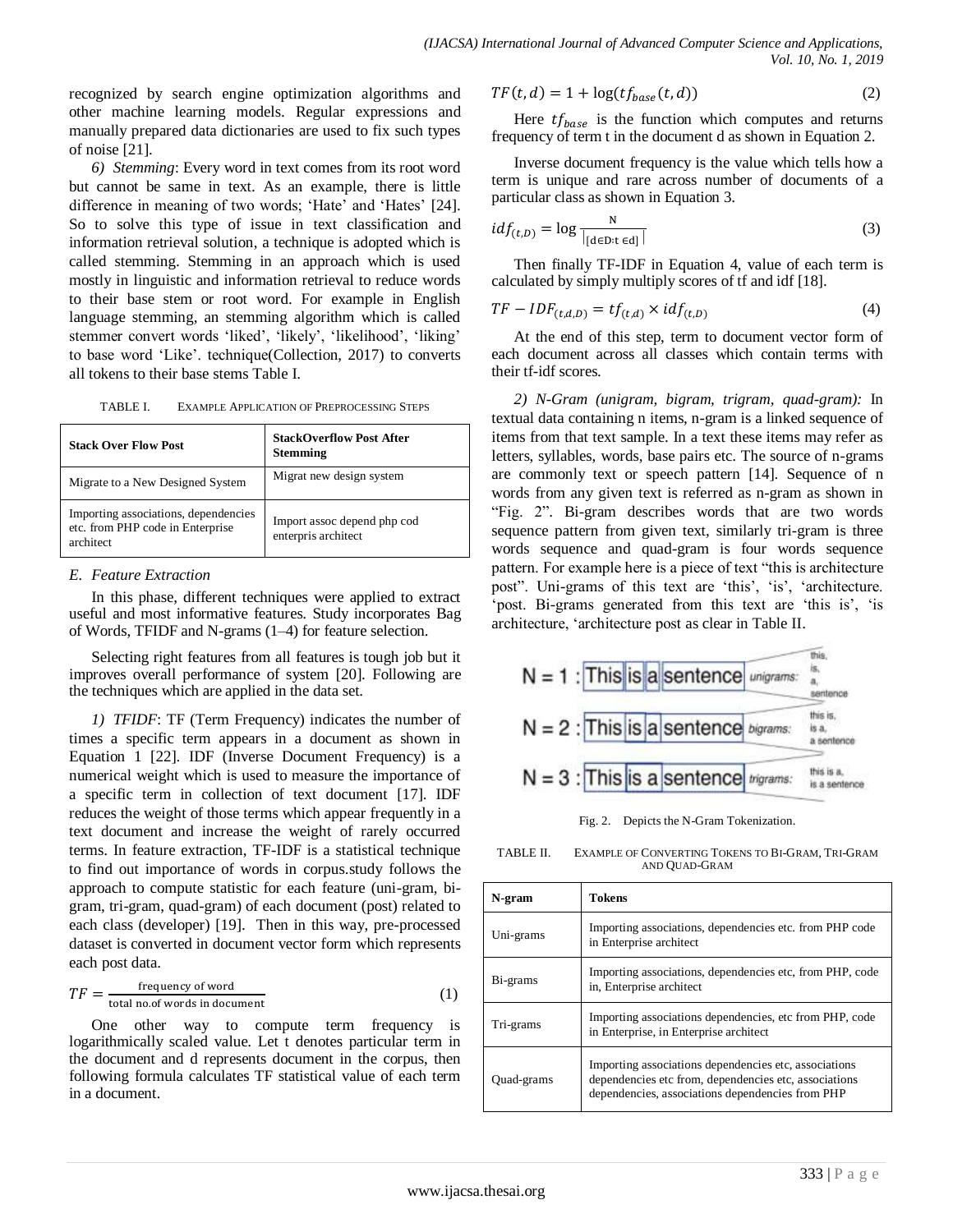recognized by search engine optimization algorithms and other machine learning models. Regular expressions and manually prepared data dictionaries are used to fix such types of noise [21].

*6) Stemming*: Every word in text comes from its root word but cannot be same in text. As an example, there is little difference in meaning of two words; 'Hate' and 'Hates' [24]. So to solve this type of issue in text classification and information retrieval solution, a technique is adopted which is called stemming. Stemming in an approach which is used mostly in linguistic and information retrieval to reduce words to their base stem or root word. For example in English language stemming, an stemming algorithm which is called stemmer convert words 'liked', 'likely', 'likelihood', 'liking' to base word 'Like'. technique(Collection, 2017) to converts all tokens to their base stems Table I.

TABLE I. EXAMPLE APPLICATION OF PREPROCESSING STEPS

| Stack Over Flow Post | StackOverflow Post After Stemming |
|---|---|
| Migrate to a New Designed System | Migrat new design system |
| Importing associations, dependencies etc. from PHP code in Enterprise architect | Import assoc depend php cod enterpris architect |

## E. Feature Extraction

In this phase, different techniques were applied to extract useful and most informative features. Study incorporates Bag of Words, TFIDF and N-grams (1–4) for feature selection.

Selecting right features from all features is tough job but it improves overall performance of system [20]. Following are the techniques which are applied in the data set.

*1) TFIDF*: TF (Term Frequency) indicates the number of times a specific term appears in a document as shown in Equation 1 [22]. IDF (Inverse Document Frequency) is a numerical weight which is used to measure the importance of a specific term in collection of text document [17]. IDF reduces the weight of those terms which appear frequently in a text document and increase the weight of rarely occurred terms. In feature extraction, TF-IDF is a statistical technique to find out importance of words in corpus.study follows the approach to compute statistic for each feature (uni-gram, bi-gram, tri-gram, quad-gram) of each document (post) related to each class (developer) [19]. Then in this way, pre-processed dataset is converted in document vector form which represents each post data.

$$TF = \frac{\text{frequency of word}}{\text{total no.of words in document}} \quad (1)$$

One other way to compute term frequency is logarithmically scaled value. Let t denotes particular term in the document and d represents document in the corpus, then following formula calculates TF statistical value of each term in a document.

$$TF(t,d) = 1 + \log(tf_{base}(t,d)) \quad (2)$$

Here $tf_{base}$ is the function which computes and returns frequency of term t in the document d as shown in Equation 2.

Inverse document frequency is the value which tells how a term is unique and rare across number of documents of a particular class as shown in Equation 3.

$$idf_{(t,D)} = \log \frac{N}{|[d \in D : t \in d]|} \quad (3)$$

Then finally TF-IDF in Equation 4, value of each term is calculated by simply multiply scores of tf and idf [18].

$$TF - IDF_{(t,d,D)} = tf_{(t,d)} \times idf_{(t,D)} \quad (4)$$

At the end of this step, term to document vector form of each document across all classes which contain terms with their tf-idf scores.

*2) N-Gram (unigram, bigram, trigram, quad-gram):* In textual data containing n items, n-gram is a linked sequence of items from that text sample. In a text these items may refer as letters, syllables, words, base pairs etc. The source of n-grams are commonly text or speech pattern [14]. Sequence of n words from any given text is referred as n-gram as shown in "Fig. 2". Bi-gram describes words that are two words sequence pattern from given text, similarly tri-gram is three words sequence and quad-gram is four words sequence pattern. For example here is a piece of text "this is architecture post". Uni-grams of this text are 'this', 'is', 'architecture. 'post. Bi-grams generated from this text are 'this is', 'is architecture, 'architecture post as clear in Table II.

N = 1 : This is a sentence unigrams: this, is, a, sentence

N = 2 : This is a sentence bigrams: this is, is a, a sentence

N = 3 : This is a sentence trigrams: this is a, is a sentence

Fig. 2. Depicts the N-Gram Tokenization.

TABLE II. EXAMPLE OF CONVERTING TOKENS TO BI-GRAM, TRI-GRAM AND QUAD-GRAM

| N-gram | Tokens |
|---|---|
| Uni-grams | Importing associations, dependencies etc. from PHP code in Enterprise architect |
| Bi-grams | Importing associations, dependencies etc, from PHP, code in, Enterprise architect |
| Tri-grams | Importing associations dependencies, etc from PHP, code in Enterprise, in Enterprise architect |
| Quad-grams | Importing associations dependencies etc, associations dependencies etc from, dependencies etc, associations dependencies, associations dependencies from PHP |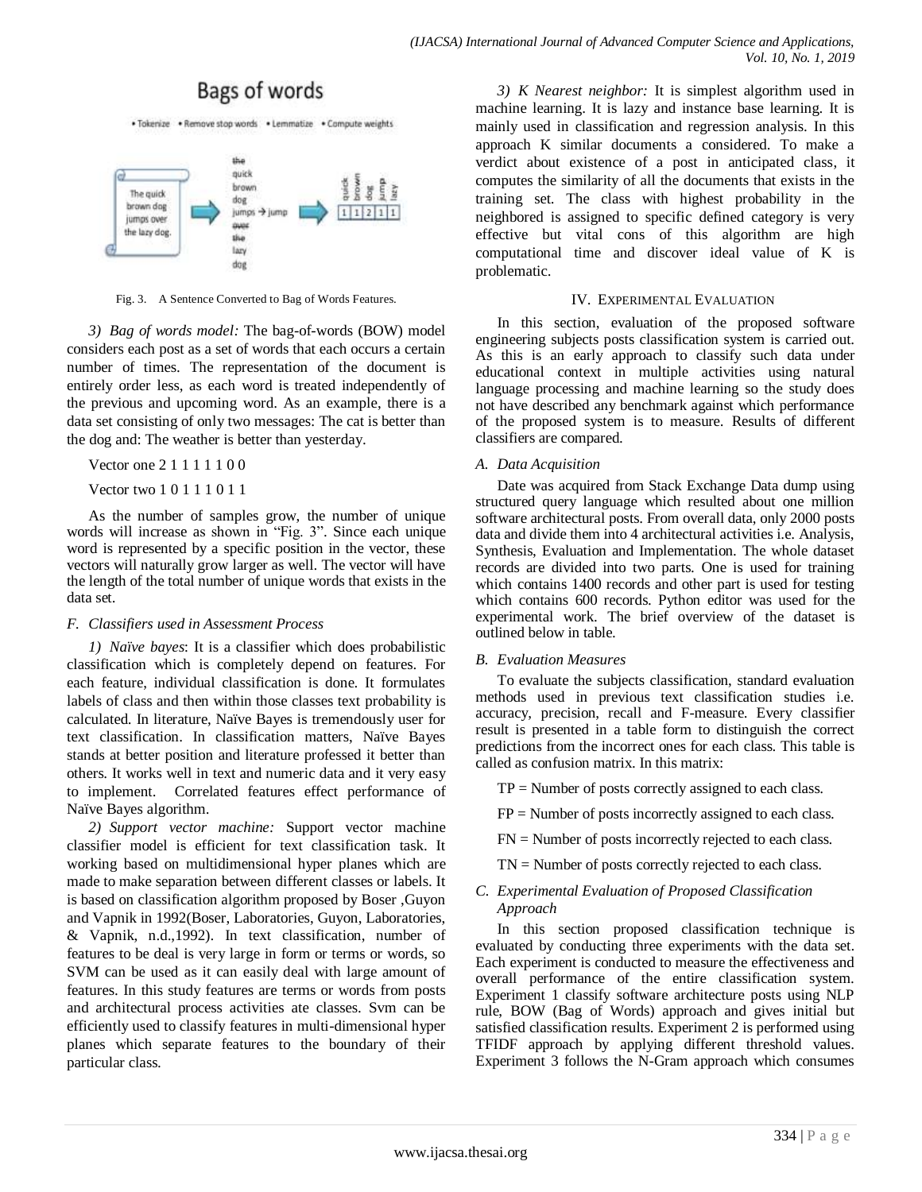Bags of words

• Tokenize • Remove stop words • Lemmatize • Compute weights

The quick brown dog jumps over the lazy dog.

the
quick
brown
dog
jumps → jump
over
the
lazy
dog

quick brown dog jump lazy
1 1 2 1 1

Fig. 3. A Sentence Converted to Bag of Words Features.

*3) Bag of words model:* The bag-of-words (BOW) model considers each post as a set of words that each occurs a certain number of times. The representation of the document is entirely order less, as each word is treated independently of the previous and upcoming word. As an example, there is a data set consisting of only two messages: The cat is better than the dog and: The weather is better than yesterday.

Vector one 2 1 1 1 1 1 0 0

Vector two 1 0 1 1 1 0 1 1

As the number of samples grow, the number of unique words will increase as shown in "Fig. 3". Since each unique word is represented by a specific position in the vector, these vectors will naturally grow larger as well. The vector will have the length of the total number of unique words that exists in the data set.

### F. Classifiers used in Assessment Process

*1) Naïve bayes*: It is a classifier which does probabilistic classification which is completely depend on features. For each feature, individual classification is done. It formulates labels of class and then within those classes text probability is calculated. In literature, Naïve Bayes is tremendously user for text classification. In classification matters, Naïve Bayes stands at better position and literature professed it better than others. It works well in text and numeric data and it very easy to implement. Correlated features effect performance of Naïve Bayes algorithm.

*2) Support vector machine:* Support vector machine classifier model is efficient for text classification task. It working based on multidimensional hyper planes which are made to make separation between different classes or labels. It is based on classification algorithm proposed by Boser ,Guyon and Vapnik in 1992(Boser, Laboratories, Guyon, Laboratories, & Vapnik, n.d.,1992). In text classification, number of features to be deal is very large in form or terms or words, so SVM can be used as it can easily deal with large amount of features. In this study features are terms or words from posts and architectural process activities ate classes. Svm can be efficiently used to classify features in multi-dimensional hyper planes which separate features to the boundary of their particular class.

*3) K Nearest neighbor:* It is simplest algorithm used in machine learning. It is lazy and instance base learning. It is mainly used in classification and regression analysis. In this approach K similar documents a considered. To make a verdict about existence of a post in anticipated class, it computes the similarity of all the documents that exists in the training set. The class with highest probability in the neighbored is assigned to specific defined category is very effective but vital cons of this algorithm are high computational time and discover ideal value of K is problematic.

## IV. Experimental Evaluation

In this section, evaluation of the proposed software engineering subjects posts classification system is carried out. As this is an early approach to classify such data under educational context in multiple activities using natural language processing and machine learning so the study does not have described any benchmark against which performance of the proposed system is to measure. Results of different classifiers are compared.

### A. Data Acquisition

Date was acquired from Stack Exchange Data dump using structured query language which resulted about one million software architectural posts. From overall data, only 2000 posts data and divide them into 4 architectural activities i.e. Analysis, Synthesis, Evaluation and Implementation. The whole dataset records are divided into two parts. One is used for training which contains 1400 records and other part is used for testing which contains 600 records. Python editor was used for the experimental work. The brief overview of the dataset is outlined below in table.

### B. Evaluation Measures

To evaluate the subjects classification, standard evaluation methods used in previous text classification studies i.e. accuracy, precision, recall and F-measure. Every classifier result is presented in a table form to distinguish the correct predictions from the incorrect ones for each class. This table is called as confusion matrix. In this matrix:

TP = Number of posts correctly assigned to each class.

FP = Number of posts incorrectly assigned to each class.

FN = Number of posts incorrectly rejected to each class.

TN = Number of posts correctly rejected to each class.

### C. Experimental Evaluation of Proposed Classification Approach

In this section proposed classification technique is evaluated by conducting three experiments with the data set. Each experiment is conducted to measure the effectiveness and overall performance of the entire classification system. Experiment 1 classify software architecture posts using NLP rule, BOW (Bag of Words) approach and gives initial but satisfied classification results. Experiment 2 is performed using TFIDF approach by applying different threshold values. Experiment 3 follows the N-Gram approach which consumes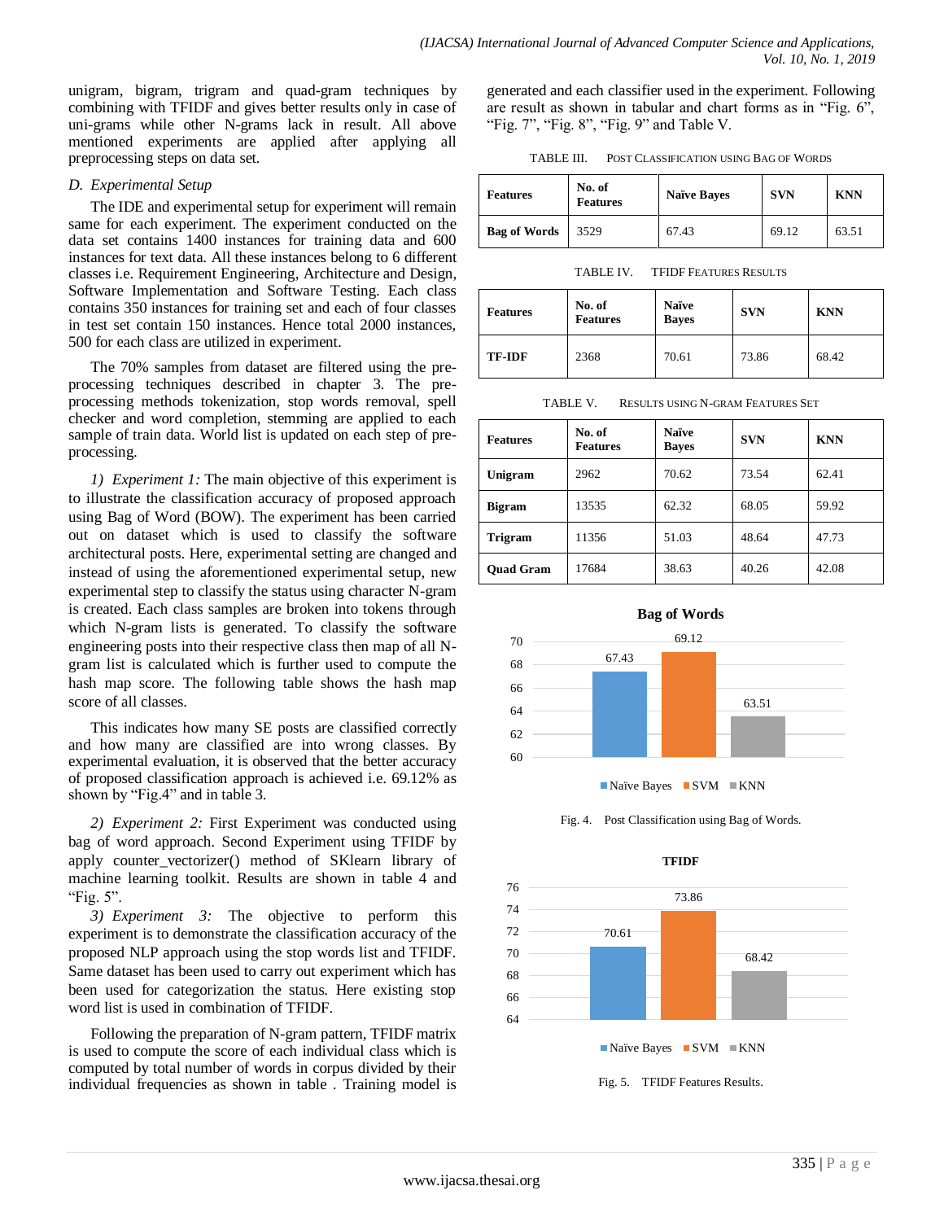unigram, bigram, trigram and quad-gram techniques by combining with TFIDF and gives better results only in case of uni-grams while other N-grams lack in result. All above mentioned experiments are applied after applying all preprocessing steps on data set.

### D. Experimental Setup

The IDE and experimental setup for experiment will remain same for each experiment. The experiment conducted on the data set contains 1400 instances for training data and 600 instances for text data. All these instances belong to 6 different classes i.e. Requirement Engineering, Architecture and Design, Software Implementation and Software Testing. Each class contains 350 instances for training set and each of four classes in test set contain 150 instances. Hence total 2000 instances, 500 for each class are utilized in experiment.

The 70% samples from dataset are filtered using the pre-processing techniques described in chapter 3. The pre-processing methods tokenization, stop words removal, spell checker and word completion, stemming are applied to each sample of train data. World list is updated on each step of pre-processing.

*1) Experiment 1:* The main objective of this experiment is to illustrate the classification accuracy of proposed approach using Bag of Word (BOW). The experiment has been carried out on dataset which is used to classify the software architectural posts. Here, experimental setting are changed and instead of using the aforementioned experimental setup, new experimental step to classify the status using character N-gram is created. Each class samples are broken into tokens through which N-gram lists is generated. To classify the software engineering posts into their respective class then map of all N-gram list is calculated which is further used to compute the hash map score. The following table shows the hash map score of all classes.

This indicates how many SE posts are classified correctly and how many are classified are into wrong classes. By experimental evaluation, it is observed that the better accuracy of proposed classification approach is achieved i.e. 69.12% as shown by "Fig.4" and in table 3.

*2) Experiment 2:* First Experiment was conducted using bag of word approach. Second Experiment using TFIDF by apply counter_vectorizer() method of SKlearn library of machine learning toolkit. Results are shown in table 4 and "Fig. 5".

*3) Experiment 3:* The objective to perform this experiment is to demonstrate the classification accuracy of the proposed NLP approach using the stop words list and TFIDF. Same dataset has been used to carry out experiment which has been used for categorization the status. Here existing stop word list is used in combination of TFIDF.

Following the preparation of N-gram pattern, TFIDF matrix is used to compute the score of each individual class which is computed by total number of words in corpus divided by their individual frequencies as shown in table . Training model is generated and each classifier used in the experiment. Following are result as shown in tabular and chart forms as in "Fig. 6", "Fig. 7", "Fig. 8", "Fig. 9" and Table V.

TABLE III. POST CLASSIFICATION USING BAG OF WORDS

| Features | No. of Features | Naïve Bayes | SVN | KNN |
|---|---|---|---|---|
| **Bag of Words** | 3529 | 67.43 | 69.12 | 63.51 |

TABLE IV. TFIDF FEATURES RESULTS

| Features | No. of Features | Naïve Bayes | SVN | KNN |
|---|---|---|---|---|
| **TF-IDF** | 2368 | 70.61 | 73.86 | 68.42 |

TABLE V. RESULTS USING N-GRAM FEATURES SET

| Features | No. of Features | Naïve Bayes | SVN | KNN |
|---|---|---|---|---|
| **Unigram** | 2962 | 70.62 | 73.54 | 62.41 |
| **Bigram** | 13535 | 62.32 | 68.05 | 59.92 |
| **Trigram** | 11356 | 51.03 | 48.64 | 47.73 |
| **Quad Gram** | 17684 | 38.63 | 40.26 | 42.08 |

**Bag of Words**

70
68
66
64
62
60

67.43
69.12
63.51

Naïve Bayes SVM KNN

Fig. 4. Post Classification using Bag of Words.

**TFIDF**

76
74
72
70
68
66
64

70.61
73.86
68.42

Naïve Bayes SVM KNN

Fig. 5. TFIDF Features Results.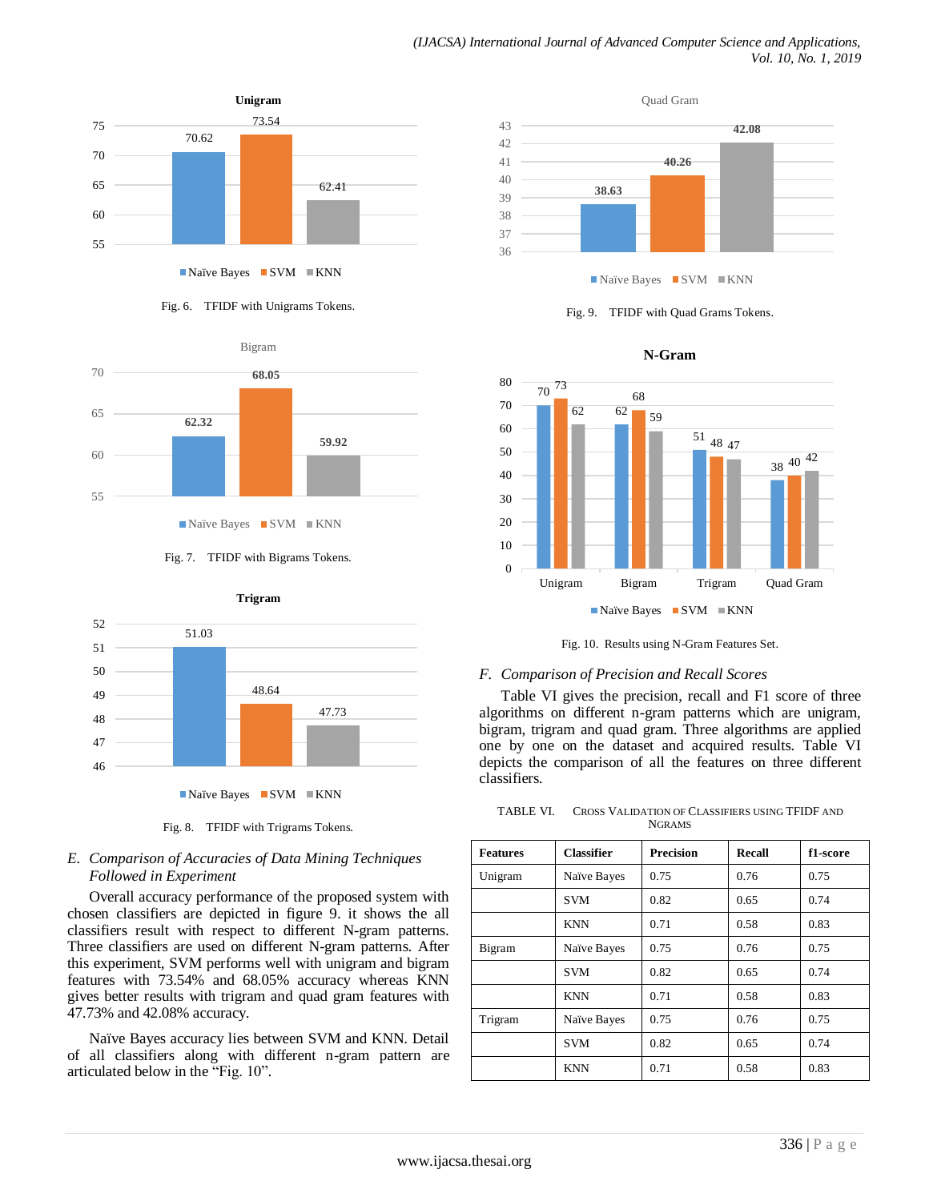Unigram

75
70
65
60
55

70.62
73.54
62.41

Naïve Bayes SVM KNN

Fig. 6. TFIDF with Unigrams Tokens.

Bigram

70
65
60
55

62.32
68.05
59.92

Naïve Bayes SVM KNN

Fig. 7. TFIDF with Bigrams Tokens.

Trigram

52
51
50
49
48
47
46

51.03
48.64
47.73

Naïve Bayes SVM KNN

Fig. 8. TFIDF with Trigrams Tokens.

### E. Comparison of Accuracies of Data Mining Techniques Followed in Experiment

Overall accuracy performance of the proposed system with chosen classifiers are depicted in figure 9. it shows the all classifiers result with respect to different N-gram patterns. Three classifiers are used on different N-gram patterns. After this experiment, SVM performs well with unigram and bigram features with 73.54% and 68.05% accuracy whereas KNN gives better results with trigram and quad gram features with 47.73% and 42.08% accuracy.

Naïve Bayes accuracy lies between SVM and KNN. Detail of all classifiers along with different n-gram pattern are articulated below in the "Fig. 10".

Quad Gram

43
42
41
40
39
38
37
36

38.63
40.26
42.08

Naïve Bayes SVM KNN

Fig. 9. TFIDF with Quad Grams Tokens.

N-Gram

80
70
60
50
40
30
20
10
0

70 73 62
62 68 59
51 48 47
38 40 42

Unigram Bigram Trigram Quad Gram

Naïve Bayes SVM KNN

Fig. 10. Results using N-Gram Features Set.

### F. Comparison of Precision and Recall Scores

Table VI gives the precision, recall and F1 score of three algorithms on different n-gram patterns which are unigram, bigram, trigram and quad gram. Three algorithms are applied one by one on the dataset and acquired results. Table VI depicts the comparison of all the features on three different classifiers.

TABLE VI. CROSS VALIDATION OF CLASSIFIERS USING TFIDF AND NGRAMS

| Features | Classifier | Precision | Recall | f1-score |
|---|---|---|---|---|
| Unigram | Naïve Bayes | 0.75 | 0.76 | 0.75 |
| | SVM | 0.82 | 0.65 | 0.74 |
| | KNN | 0.71 | 0.58 | 0.83 |
| Bigram | Naïve Bayes | 0.75 | 0.76 | 0.75 |
| | SVM | 0.82 | 0.65 | 0.74 |
| | KNN | 0.71 | 0.58 | 0.83 |
| Trigram | Naïve Bayes | 0.75 | 0.76 | 0.75 |
| | SVM | 0.82 | 0.65 | 0.74 |
| | KNN | 0.71 | 0.58 | 0.83 |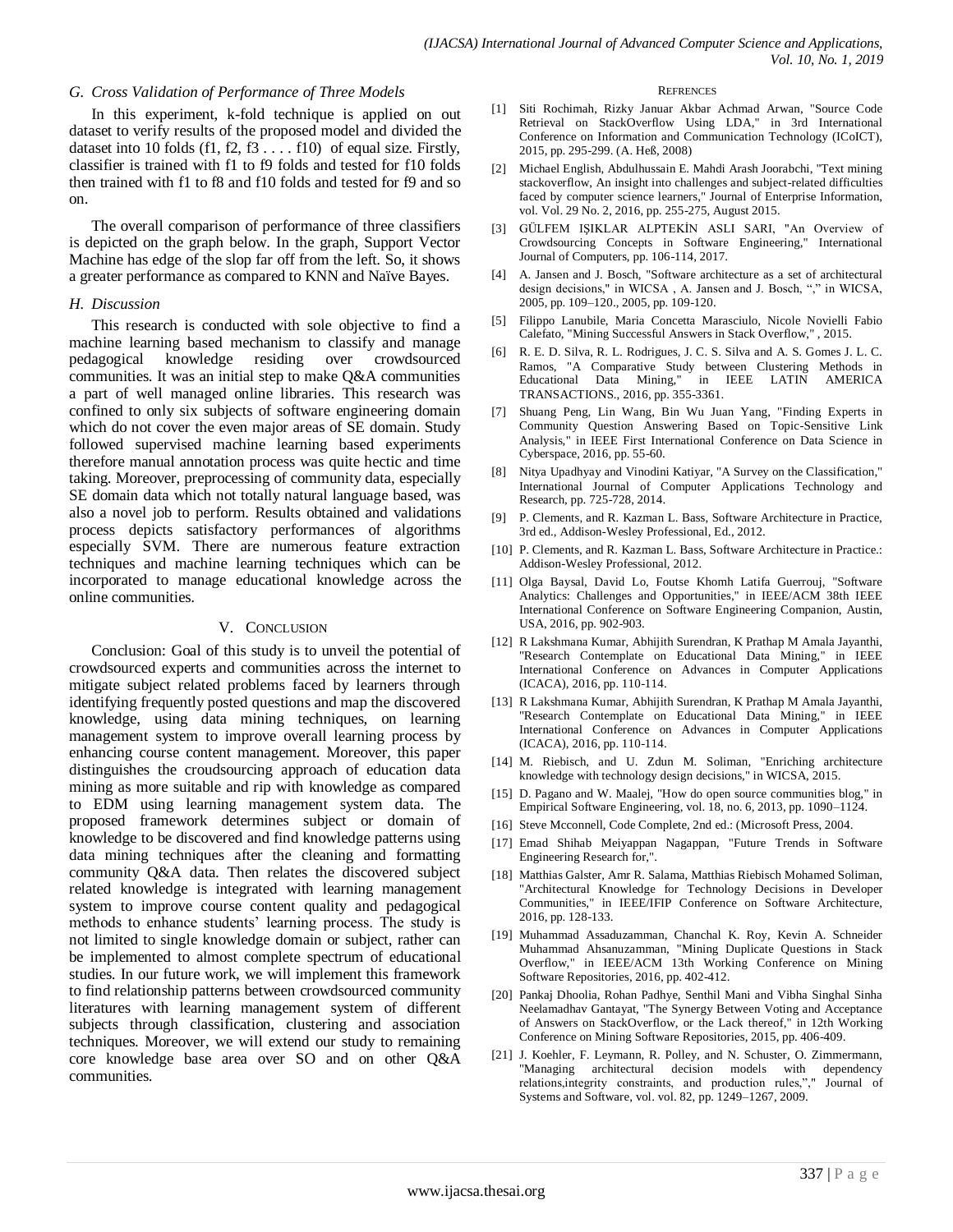### G. Cross Validation of Performance of Three Models

In this experiment, k-fold technique is applied on out dataset to verify results of the proposed model and divided the dataset into 10 folds (f1, f2, f3 . . . . f10) of equal size. Firstly, classifier is trained with f1 to f9 folds and tested for f10 folds then trained with f1 to f8 and f10 folds and tested for f9 and so on.

The overall comparison of performance of three classifiers is depicted on the graph below. In the graph, Support Vector Machine has edge of the slop far off from the left. So, it shows a greater performance as compared to KNN and Naïve Bayes.

### H. Discussion

This research is conducted with sole objective to find a machine learning based mechanism to classify and manage pedagogical knowledge residing over crowdsourced communities. It was an initial step to make Q&A communities a part of well managed online libraries. This research was confined to only six subjects of software engineering domain which do not cover the even major areas of SE domain. Study followed supervised machine learning based experiments therefore manual annotation process was quite hectic and time taking. Moreover, preprocessing of community data, especially SE domain data which not totally natural language based, was also a novel job to perform. Results obtained and validations process depicts satisfactory performances of algorithms especially SVM. There are numerous feature extraction techniques and machine learning techniques which can be incorporated to manage educational knowledge across the online communities.

## V. Conclusion

Conclusion: Goal of this study is to unveil the potential of crowdsourced experts and communities across the internet to mitigate subject related problems faced by learners through identifying frequently posted questions and map the discovered knowledge, using data mining techniques, on learning management system to improve overall learning process by enhancing course content management. Moreover, this paper distinguishes the croudsourcing approach of education data mining as more suitable and rip with knowledge as compared to EDM using learning management system data. The proposed framework determines subject or domain of knowledge to be discovered and find knowledge patterns using data mining techniques after the cleaning and formatting community Q&A data. Then relates the discovered subject related knowledge is integrated with learning management system to improve course content quality and pedagogical methods to enhance students' learning process. The study is not limited to single knowledge domain or subject, rather can be implemented to almost complete spectrum of educational studies. In our future work, we will implement this framework to find relationship patterns between crowdsourced community literatures with learning management system of different subjects through classification, clustering and association techniques. Moreover, we will extend our study to remaining core knowledge base area over SO and on other Q&A communities.

## Refrences

[1] Siti Rochimah, Rizky Januar Akbar Achmad Arwan, "Source Code Retrieval on StackOverflow Using LDA," in 3rd International Conference on Information and Communication Technology (ICoICT), 2015, pp. 295-299. (A. Heß, 2008)

[2] Michael English, Abdulhussain E. Mahdi Arash Joorabchi, "Text mining stackoverflow, An insight into challenges and subject-related difficulties faced by computer science learners," Journal of Enterprise Information, vol. Vol. 29 No. 2, 2016, pp. 255-275, August 2015.

[3] GÜLFEM IŞIKLAR ALPTEKİN ASLI SARI, "An Overview of Crowdsourcing Concepts in Software Engineering," International Journal of Computers, pp. 106-114, 2017.

[4] A. Jansen and J. Bosch, "Software architecture as a set of architectural design decisions," in WICSA , A. Jansen and J. Bosch, "," in WICSA, 2005, pp. 109–120., 2005, pp. 109-120.

[5] Filippo Lanubile, Maria Concetta Marasciulo, Nicole Novielli Fabio Calefato, "Mining Successful Answers in Stack Overflow," , 2015.

[6] R. E. D. Silva, R. L. Rodrigues, J. C. S. Silva and A. S. Gomes J. L. C. Ramos, "A Comparative Study between Clustering Methods in Educational Data Mining," in IEEE LATIN AMERICA TRANSACTIONS., 2016, pp. 355-3361.

[7] Shuang Peng, Lin Wang, Bin Wu Juan Yang, "Finding Experts in Community Question Answering Based on Topic-Sensitive Link Analysis," in IEEE First International Conference on Data Science in Cyberspace, 2016, pp. 55-60.

[8] Nitya Upadhyay and Vinodini Katiyar, "A Survey on the Classification," International Journal of Computer Applications Technology and Research, pp. 725-728, 2014.

[9] P. Clements, and R. Kazman L. Bass, Software Architecture in Practice, 3rd ed., Addison-Wesley Professional, Ed., 2012.

[10] P. Clements, and R. Kazman L. Bass, Software Architecture in Practice.: Addison-Wesley Professional, 2012.

[11] Olga Baysal, David Lo, Foutse Khomh Latifa Guerrouj, "Software Analytics: Challenges and Opportunities," in IEEE/ACM 38th IEEE International Conference on Software Engineering Companion, Austin, USA, 2016, pp. 902-903.

[12] R Lakshmana Kumar, Abhijith Surendran, K Prathap M Amala Jayanthi, "Research Contemplate on Educational Data Mining," in IEEE International Conference on Advances in Computer Applications (ICACA), 2016, pp. 110-114.

[13] R Lakshmana Kumar, Abhijith Surendran, K Prathap M Amala Jayanthi, "Research Contemplate on Educational Data Mining," in IEEE International Conference on Advances in Computer Applications (ICACA), 2016, pp. 110-114.

[14] M. Riebisch, and U. Zdun M. Soliman, "Enriching architecture knowledge with technology design decisions," in WICSA, 2015.

[15] D. Pagano and W. Maalej, "How do open source communities blog," in Empirical Software Engineering, vol. 18, no. 6, 2013, pp. 1090–1124.

[16] Steve Mcconnell, Code Complete, 2nd ed.: (Microsoft Press, 2004.

[17] Emad Shihab Meiyappan Nagappan, "Future Trends in Software Engineering Research for,".

[18] Matthias Galster, Amr R. Salama, Matthias Riebisch Mohamed Soliman, "Architectural Knowledge for Technology Decisions in Developer Communities," in IEEE/IFIP Conference on Software Architecture, 2016, pp. 128-133.

[19] Muhammad Assaduzamman, Chanchal K. Roy, Kevin A. Schneider Muhammad Ahsanuzamman, "Mining Duplicate Questions in Stack Overflow," in IEEE/ACM 13th Working Conference on Mining Software Repositories, 2016, pp. 402-412.

[20] Pankaj Dhoolia, Rohan Padhye, Senthil Mani and Vibha Singhal Sinha Neelamadhav Gantayat, "The Synergy Between Voting and Acceptance of Answers on StackOverflow, or the Lack thereof," in 12th Working Conference on Mining Software Repositories, 2015, pp. 406-409.

[21] J. Koehler, F. Leymann, R. Polley, and N. Schuster, O. Zimmermann, "Managing architectural decision models with dependency relations,integrity constraints, and production rules,"," Journal of Systems and Software, vol. vol. 82, pp. 1249–1267, 2009.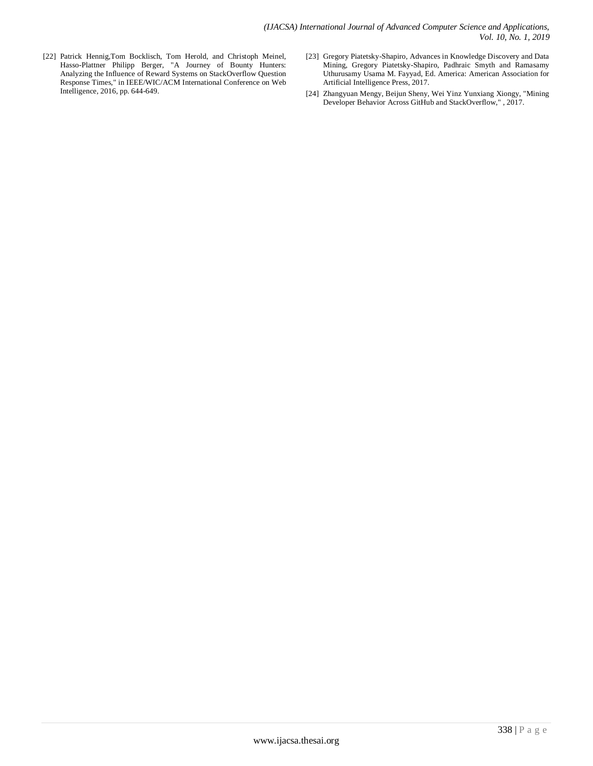[22] Patrick Hennig,Tom Bocklisch, Tom Herold, and Christoph Meinel, Hasso-Plattner Philipp Berger, "A Journey of Bounty Hunters: Analyzing the Influence of Reward Systems on StackOverflow Question Response Times," in IEEE/WIC/ACM International Conference on Web Intelligence, 2016, pp. 644-649.

[23] Gregory Piatetsky-Shapiro, Advances in Knowledge Discovery and Data Mining, Gregory Piatetsky-Shapiro, Padhraic Smyth and Ramasamy Uthurusamy Usama M. Fayyad, Ed. America: American Association for Artificial Intelligence Press, 2017.

[24] Zhangyuan Mengy, Beijun Sheny, Wei Yinz Yunxiang Xiongy, "Mining Developer Behavior Across GitHub and StackOverflow," , 2017.